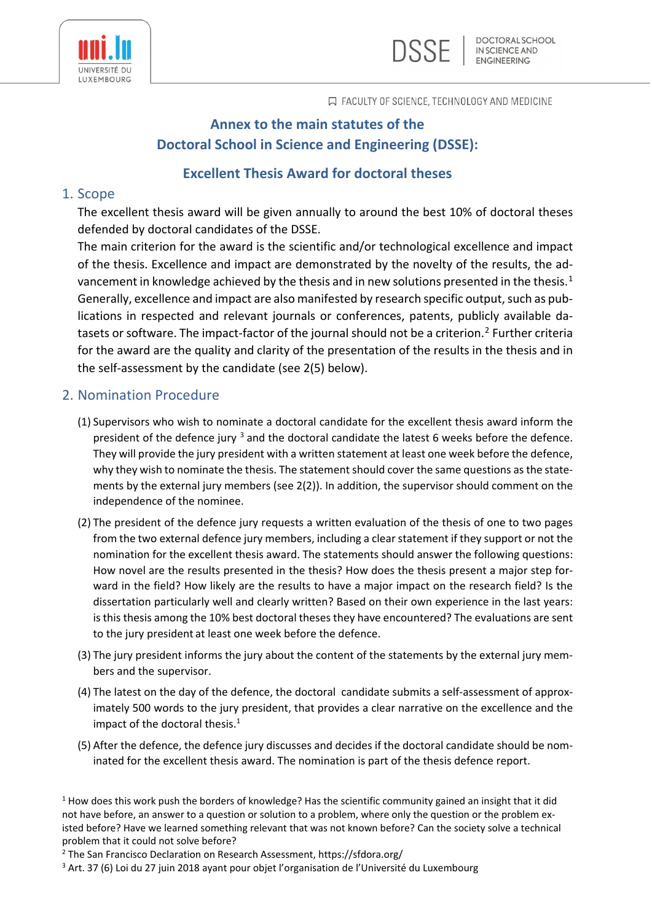UNIVERSITÉ DU LUXEMBOURG

DSSE | DOCTORAL SCHOOL IN SCIENCE AND ENGINEERING

FACULTY OF SCIENCE, TECHNOLOGY AND MEDICINE

# Annex to the main statutes of the Doctoral School in Science and Engineering (DSSE):

# Excellent Thesis Award for doctoral theses

## 1. Scope

The excellent thesis award will be given annually to around the best 10% of doctoral theses defended by doctoral candidates of the DSSE.

The main criterion for the award is the scientific and/or technological excellence and impact of the thesis. Excellence and impact are demonstrated by the novelty of the results, the advancement in knowledge achieved by the thesis and in new solutions presented in the thesis.[1] Generally, excellence and impact are also manifested by research specific output, such as publications in respected and relevant journals or conferences, patents, publicly available datasets or software. The impact-factor of the journal should not be a criterion.[2] Further criteria for the award are the quality and clarity of the presentation of the results in the thesis and in the self-assessment by the candidate (see 2(5) below).

## 2. Nomination Procedure

(1) Supervisors who wish to nominate a doctoral candidate for the excellent thesis award inform the president of the defence jury [3] and the doctoral candidate the latest 6 weeks before the defence. They will provide the jury president with a written statement at least one week before the defence, why they wish to nominate the thesis. The statement should cover the same questions as the statements by the external jury members (see 2(2)). In addition, the supervisor should comment on the independence of the nominee.

(2) The president of the defence jury requests a written evaluation of the thesis of one to two pages from the two external defence jury members, including a clear statement if they support or not the nomination for the excellent thesis award. The statements should answer the following questions: How novel are the results presented in the thesis? How does the thesis present a major step forward in the field? How likely are the results to have a major impact on the research field? Is the dissertation particularly well and clearly written? Based on their own experience in the last years: is this thesis among the 10% best doctoral theses they have encountered? The evaluations are sent to the jury president at least one week before the defence.

(3) The jury president informs the jury about the content of the statements by the external jury members and the supervisor.

(4) The latest on the day of the defence, the doctoral candidate submits a self-assessment of approximately 500 words to the jury president, that provides a clear narrative on the excellence and the impact of the doctoral thesis.[1]

(5) After the defence, the defence jury discusses and decides if the doctoral candidate should be nominated for the excellent thesis award. The nomination is part of the thesis defence report.

---

[1] How does this work push the borders of knowledge? Has the scientific community gained an insight that it did not have before, an answer to a question or solution to a problem, where only the question or the problem existed before? Have we learned something relevant that was not known before? Can the society solve a technical problem that it could not solve before?

[2] The San Francisco Declaration on Research Assessment, https://sfdora.org/

[3] Art. 37 (6) Loi du 27 juin 2018 ayant pour objet l'organisation de l'Université du Luxembourg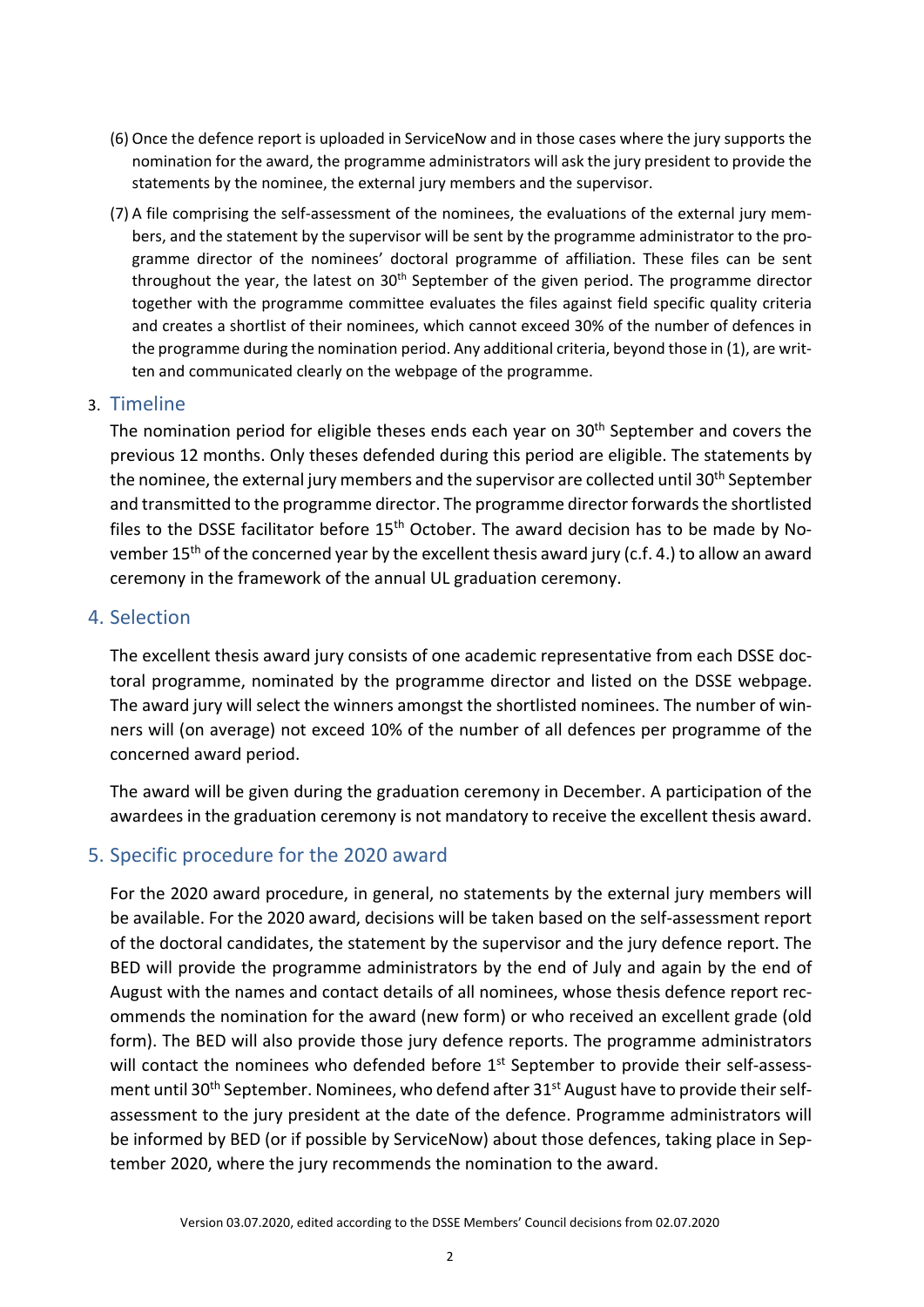(6) Once the defence report is uploaded in ServiceNow and in those cases where the jury supports the nomination for the award, the programme administrators will ask the jury president to provide the statements by the nominee, the external jury members and the supervisor.

(7) A file comprising the self-assessment of the nominees, the evaluations of the external jury members, and the statement by the supervisor will be sent by the programme administrator to the programme director of the nominees' doctoral programme of affiliation. These files can be sent throughout the year, the latest on 30th September of the given period. The programme director together with the programme committee evaluates the files against field specific quality criteria and creates a shortlist of their nominees, which cannot exceed 30% of the number of defences in the programme during the nomination period. Any additional criteria, beyond those in (1), are written and communicated clearly on the webpage of the programme.

## 3. Timeline

The nomination period for eligible theses ends each year on 30th September and covers the previous 12 months. Only theses defended during this period are eligible. The statements by the nominee, the external jury members and the supervisor are collected until 30th September and transmitted to the programme director. The programme director forwards the shortlisted files to the DSSE facilitator before 15th October. The award decision has to be made by November 15th of the concerned year by the excellent thesis award jury (c.f. 4.) to allow an award ceremony in the framework of the annual UL graduation ceremony.

## 4. Selection

The excellent thesis award jury consists of one academic representative from each DSSE doctoral programme, nominated by the programme director and listed on the DSSE webpage. The award jury will select the winners amongst the shortlisted nominees. The number of winners will (on average) not exceed 10% of the number of all defences per programme of the concerned award period.

The award will be given during the graduation ceremony in December. A participation of the awardees in the graduation ceremony is not mandatory to receive the excellent thesis award.

## 5. Specific procedure for the 2020 award

For the 2020 award procedure, in general, no statements by the external jury members will be available. For the 2020 award, decisions will be taken based on the self-assessment report of the doctoral candidates, the statement by the supervisor and the jury defence report. The BED will provide the programme administrators by the end of July and again by the end of August with the names and contact details of all nominees, whose thesis defence report recommends the nomination for the award (new form) or who received an excellent grade (old form). The BED will also provide those jury defence reports. The programme administrators will contact the nominees who defended before 1st September to provide their self-assessment until 30th September. Nominees, who defend after 31st August have to provide their self-assessment to the jury president at the date of the defence. Programme administrators will be informed by BED (or if possible by ServiceNow) about those defences, taking place in September 2020, where the jury recommends the nomination to the award.

Version 03.07.2020, edited according to the DSSE Members' Council decisions from 02.07.2020